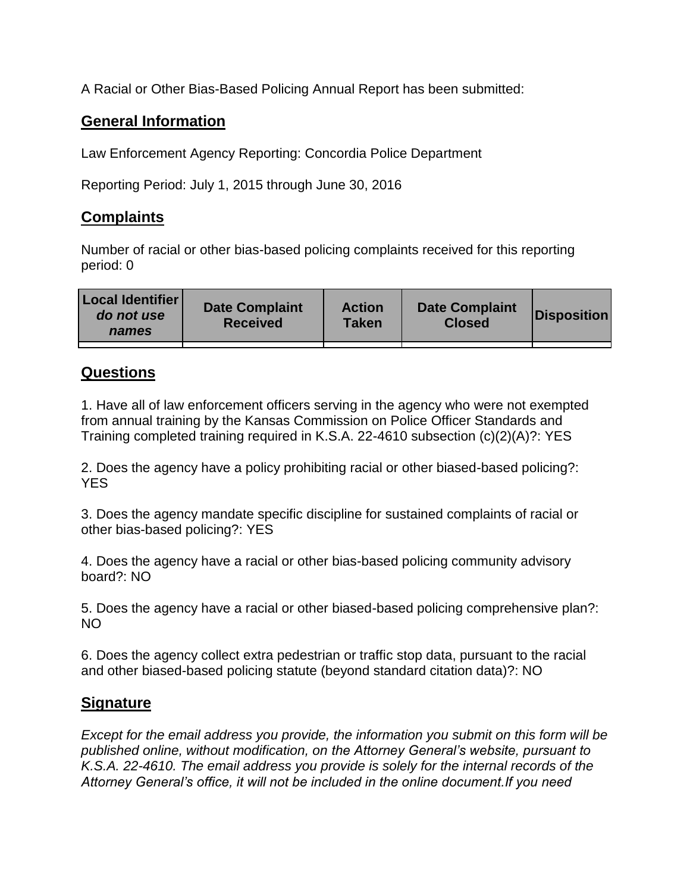A Racial or Other Bias-Based Policing Annual Report has been submitted:

## General Information

Law Enforcement Agency Reporting: Concordia Police Department

Reporting Period: July 1, 2015 through June 30, 2016

## Complaints

Number of racial or other bias-based policing complaints received for this reporting period: 0

| Local Identifier *do not use names* | Date Complaint Received | Action Taken | Date Complaint Closed | Disposition |
|---|---|---|---|---|
| | | | | |

## Questions

1. Have all of law enforcement officers serving in the agency who were not exempted from annual training by the Kansas Commission on Police Officer Standards and Training completed training required in K.S.A. 22-4610 subsection (c)(2)(A)?: YES

2. Does the agency have a policy prohibiting racial or other biased-based policing?: YES

3. Does the agency mandate specific discipline for sustained complaints of racial or other bias-based policing?: YES

4. Does the agency have a racial or other bias-based policing community advisory board?: NO

5. Does the agency have a racial or other biased-based policing comprehensive plan?: NO

6. Does the agency collect extra pedestrian or traffic stop data, pursuant to the racial and other biased-based policing statute (beyond standard citation data)?: NO

## Signature

*Except for the email address you provide, the information you submit on this form will be published online, without modification, on the Attorney General's website, pursuant to K.S.A. 22-4610. The email address you provide is solely for the internal records of the Attorney General's office, it will not be included in the online document.If you need*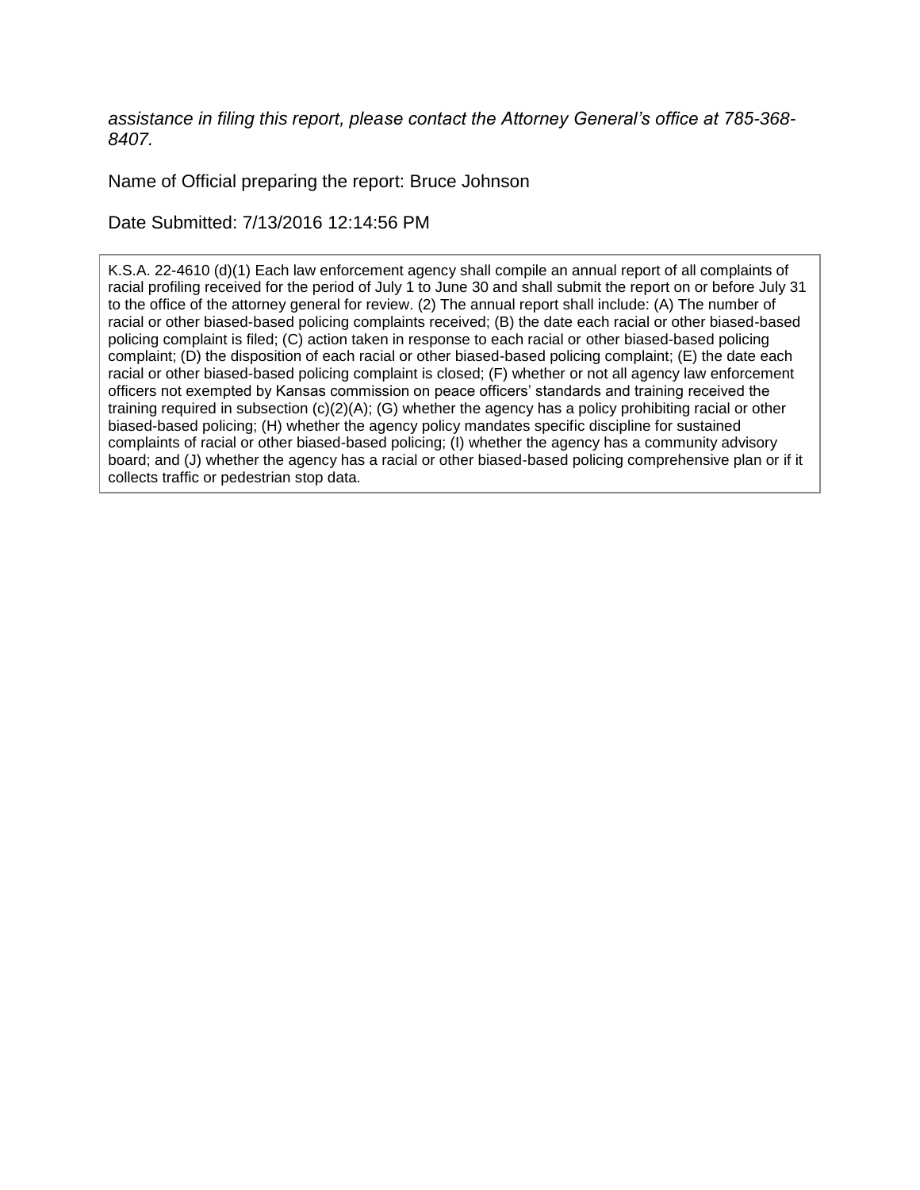*assistance in filing this report, please contact the Attorney General's office at 785-368-8407.*

Name of Official preparing the report: Bruce Johnson

Date Submitted: 7/13/2016 12:14:56 PM

K.S.A. 22-4610 (d)(1) Each law enforcement agency shall compile an annual report of all complaints of racial profiling received for the period of July 1 to June 30 and shall submit the report on or before July 31 to the office of the attorney general for review. (2) The annual report shall include: (A) The number of racial or other biased-based policing complaints received; (B) the date each racial or other biased-based policing complaint is filed; (C) action taken in response to each racial or other biased-based policing complaint; (D) the disposition of each racial or other biased-based policing complaint; (E) the date each racial or other biased-based policing complaint is closed; (F) whether or not all agency law enforcement officers not exempted by Kansas commission on peace officers' standards and training received the training required in subsection (c)(2)(A); (G) whether the agency has a policy prohibiting racial or other biased-based policing; (H) whether the agency policy mandates specific discipline for sustained complaints of racial or other biased-based policing; (I) whether the agency has a community advisory board; and (J) whether the agency has a racial or other biased-based policing comprehensive plan or if it collects traffic or pedestrian stop data.